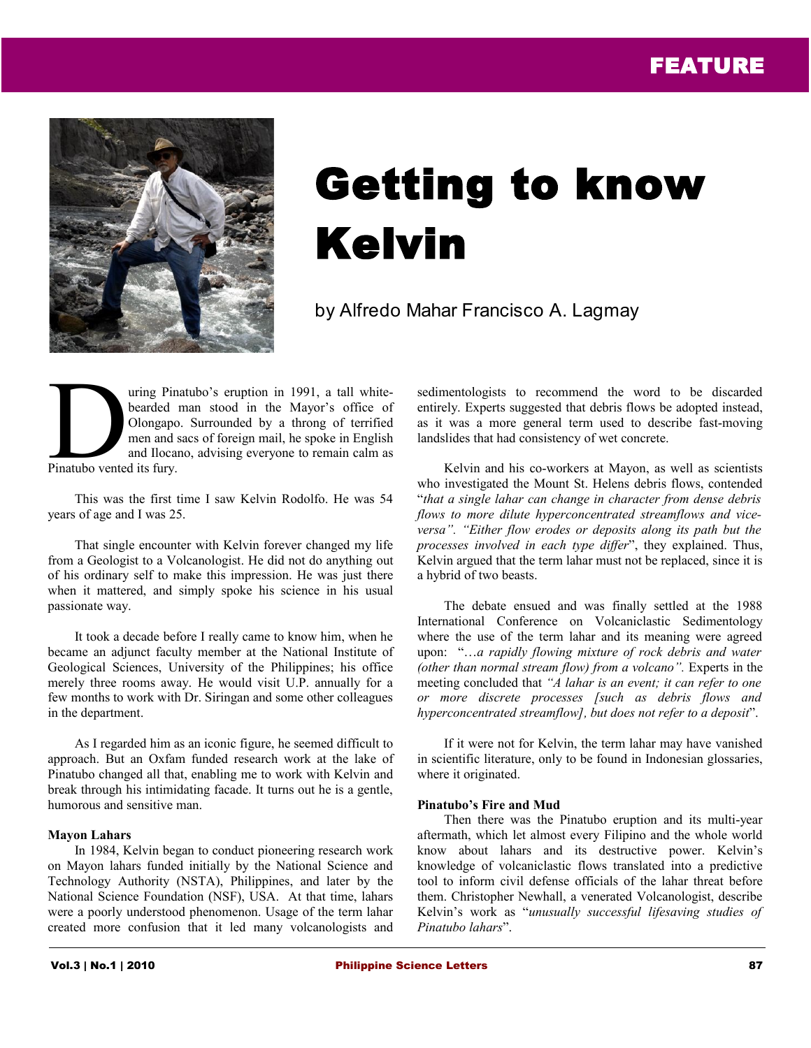FEATURE

# Getting to know Kelvin

by Alfredo Mahar Francisco A. Lagmay

During Pinatubo's eruption in 1991, a tall white-bearded man stood in the Mayor's office of Olongapo. Surrounded by a throng of terrified men and sacs of foreign mail, he spoke in English and Ilocano, advising everyone to remain calm as Pinatubo vented its fury.

This was the first time I saw Kelvin Rodolfo. He was 54 years of age and I was 25.

That single encounter with Kelvin forever changed my life from a Geologist to a Volcanologist. He did not do anything out of his ordinary self to make this impression. He was just there when it mattered, and simply spoke his science in his usual passionate way.

It took a decade before I really came to know him, when he became an adjunct faculty member at the National Institute of Geological Sciences, University of the Philippines; his office merely three rooms away. He would visit U.P. annually for a few months to work with Dr. Siringan and some other colleagues in the department.

As I regarded him as an iconic figure, he seemed difficult to approach. But an Oxfam funded research work at the lake of Pinatubo changed all that, enabling me to work with Kelvin and break through his intimidating facade. It turns out he is a gentle, humorous and sensitive man.

**Mayon Lahars**

In 1984, Kelvin began to conduct pioneering research work on Mayon lahars funded initially by the National Science and Technology Authority (NSTA), Philippines, and later by the National Science Foundation (NSF), USA. At that time, lahars were a poorly understood phenomenon. Usage of the term lahar created more confusion that it led many volcanologists and sedimentologists to recommend the word to be discarded entirely. Experts suggested that debris flows be adopted instead, as it was a more general term used to describe fast-moving landslides that had consistency of wet concrete.

Kelvin and his co-workers at Mayon, as well as scientists who investigated the Mount St. Helens debris flows, contended "*that a single lahar can change in character from dense debris flows to more dilute hyperconcentrated streamflows and vice-versa". "Either flow erodes or deposits along its path but the processes involved in each type differ*", they explained. Thus, Kelvin argued that the term lahar must not be replaced, since it is a hybrid of two beasts.

The debate ensued and was finally settled at the 1988 International Conference on Volcaniclastic Sedimentology where the use of the term lahar and its meaning were agreed upon: "*…a rapidly flowing mixture of rock debris and water (other than normal stream flow) from a volcano".* Experts in the meeting concluded that *"A lahar is an event; it can refer to one or more discrete processes [such as debris flows and hyperconcentrated streamflow], but does not refer to a deposit*".

If it were not for Kelvin, the term lahar may have vanished in scientific literature, only to be found in Indonesian glossaries, where it originated.

**Pinatubo's Fire and Mud**

Then there was the Pinatubo eruption and its multi-year aftermath, which let almost every Filipino and the whole world know about lahars and its destructive power. Kelvin's knowledge of volcaniclastic flows translated into a predictive tool to inform civil defense officials of the lahar threat before them. Christopher Newhall, a venerated Volcanologist, describe Kelvin's work as "*unusually successful lifesaving studies of Pinatubo lahars*".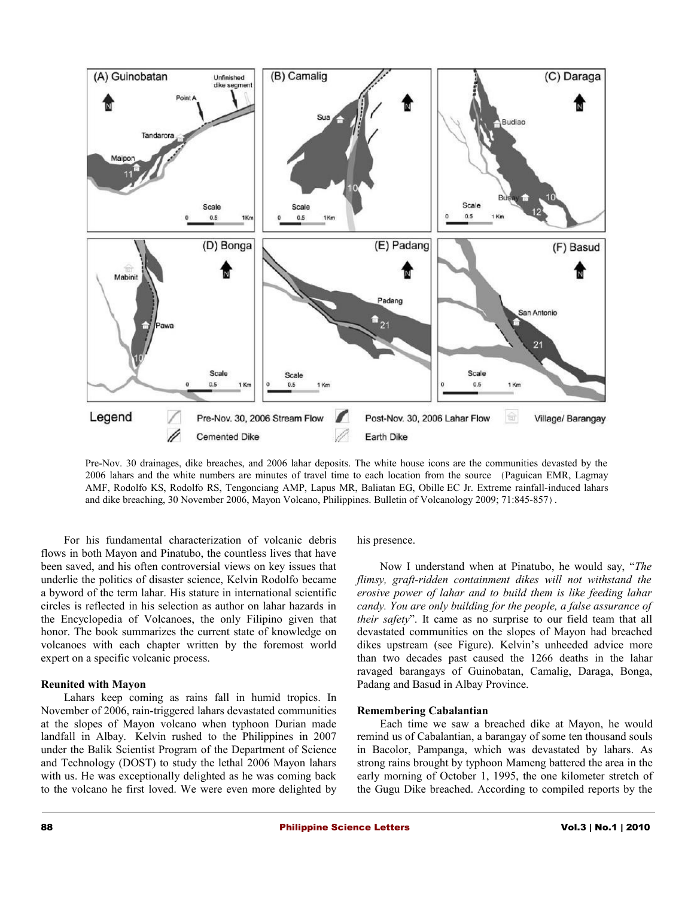Pre-Nov. 30 drainages, dike breaches, and 2006 lahar deposits. The white house icons are the communities devastated by the 2006 lahars and the white numbers are minutes of travel time to each location from the source （Paguican EMR, Lagmay AMF, Rodolfo KS, Rodolfo RS, Tengonciang AMP, Lapus MR, Baliatan EG, Obille EC Jr. Extreme rainfall-induced lahars and dike breaching, 30 November 2006, Mayon Volcano, Philippines. Bulletin of Volcanology 2009; 71:845-857）.

For his fundamental characterization of volcanic debris flows in both Mayon and Pinatubo, the countless lives that have been saved, and his often controversial views on key issues that underlie the politics of disaster science, Kelvin Rodolfo became a byword of the term lahar. His stature in international scientific circles is reflected in his selection as author on lahar hazards in the Encyclopedia of Volcanoes, the only Filipino given that honor. The book summarizes the current state of knowledge on volcanoes with each chapter written by the foremost world expert on a specific volcanic process.

### Reunited with Mayon

Lahars keep coming as rains fall in humid tropics. In November of 2006, rain-triggered lahars devastated communities at the slopes of Mayon volcano when typhoon Durian made landfall in Albay. Kelvin rushed to the Philippines in 2007 under the Balik Scientist Program of the Department of Science and Technology (DOST) to study the lethal 2006 Mayon lahars with us. He was exceptionally delighted as he was coming back to the volcano he first loved. We were even more delighted by his presence.

Now I understand when at Pinatubo, he would say, "*The flimsy, graft-ridden containment dikes will not withstand the erosive power of lahar and to build them is like feeding lahar candy. You are only building for the people, a false assurance of their safety*". It came as no surprise to our field team that all devastated communities on the slopes of Mayon had breached dikes upstream (see Figure). Kelvin's unheeded advice more than two decades past caused the 1266 deaths in the lahar ravaged barangays of Guinobatan, Camalig, Daraga, Bonga, Padang and Basud in Albay Province.

### Remembering Cabalantian

Each time we saw a breached dike at Mayon, he would remind us of Cabalantian, a barangay of some ten thousand souls in Bacolor, Pampanga, which was devastated by lahars. As strong rains brought by typhoon Mameng battered the area in the early morning of October 1, 1995, the one kilometer stretch of the Gugu Dike breached. According to compiled reports by the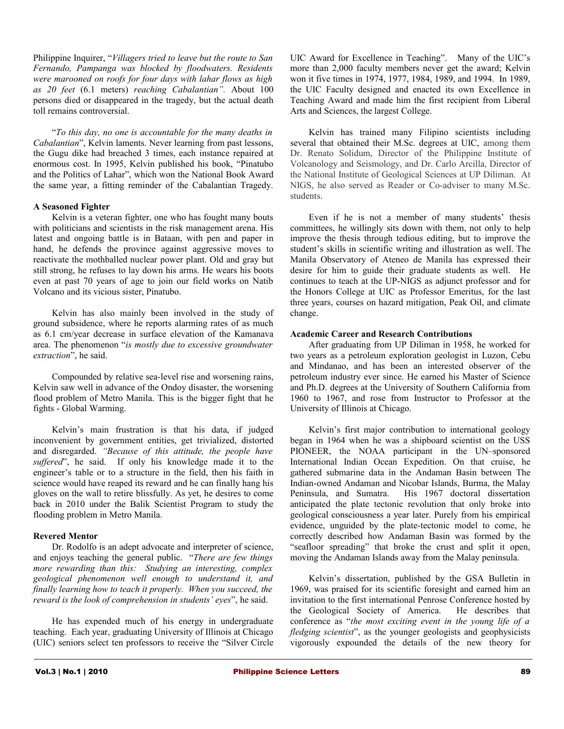Philippine Inquirer, "*Villagers tried to leave but the route to San Fernando, Pampanga was blocked by floodwaters. Residents were marooned on roofs for four days with lahar flows as high as 20 feet* (6.1 meters) *reaching Cabalantian".* About 100 persons died or disappeared in the tragedy, but the actual death toll remains controversial.

"*To this day, no one is accountable for the many deaths in Cabalantian*", Kelvin laments. Never learning from past lessons, the Gugu dike had breached 3 times, each instance repaired at enormous cost. In 1995, Kelvin published his book, "Pinatubo and the Politics of Lahar", which won the National Book Award the same year, a fitting reminder of the Cabalantian Tragedy.

**A Seasoned Fighter**

Kelvin is a veteran fighter, one who has fought many bouts with politicians and scientists in the risk management arena. His latest and ongoing battle is in Bataan, with pen and paper in hand, he defends the province against aggressive moves to reactivate the mothballed nuclear power plant. Old and gray but still strong, he refuses to lay down his arms. He wears his boots even at past 70 years of age to join our field works on Natib Volcano and its vicious sister, Pinatubo.

Kelvin has also mainly been involved in the study of ground subsidence, where he reports alarming rates of as much as 6.1 cm/year decrease in surface elevation of the Kamanava area. The phenomenon "*is mostly due to excessive groundwater extraction*", he said.

Compounded by relative sea-level rise and worsening rains, Kelvin saw well in advance of the Ondoy disaster, the worsening flood problem of Metro Manila. This is the bigger fight that he fights - Global Warming.

Kelvin's main frustration is that his data, if judged inconvenient by government entities, get trivialized, distorted and disregarded. *"Because of this attitude, the people have suffered*", he said. If only his knowledge made it to the engineer's table or to a structure in the field, then his faith in science would have reaped its reward and he can finally hang his gloves on the wall to retire blissfully. As yet, he desires to come back in 2010 under the Balik Scientist Program to study the flooding problem in Metro Manila.

**Revered Mentor**

Dr. Rodolfo is an adept advocate and interpreter of science, and enjoys teaching the general public. "*There are few things more rewarding than this: Studying an interesting, complex geological phenomenon well enough to understand it, and finally learning how to teach it properly. When you succeed, the reward is the look of comprehension in students' eyes*", he said.

He has expended much of his energy in undergraduate teaching. Each year, graduating University of Illinois at Chicago (UIC) seniors select ten professors to receive the "Silver Circle UIC Award for Excellence in Teaching". Many of the UIC's more than 2,000 faculty members never get the award; Kelvin won it five times in 1974, 1977, 1984, 1989, and 1994. In 1989, the UIC Faculty designed and enacted its own Excellence in Teaching Award and made him the first recipient from Liberal Arts and Sciences, the largest College.

Kelvin has trained many Filipino scientists including several that obtained their M.Sc. degrees at UIC, among them Dr. Renato Solidum, Director of the Philippine Institute of Volcanology and Seismology, and Dr. Carlo Arcilla, Director of the National Institute of Geological Sciences at UP Diliman. At NIGS, he also served as Reader or Co-adviser to many M.Sc. students.

Even if he is not a member of many students' thesis committees, he willingly sits down with them, not only to help improve the thesis through tedious editing, but to improve the student's skills in scientific writing and illustration as well. The Manila Observatory of Ateneo de Manila has expressed their desire for him to guide their graduate students as well. He continues to teach at the UP-NIGS as adjunct professor and for the Honors College at UIC as Professor Emeritus, for the last three years, courses on hazard mitigation, Peak Oil, and climate change.

**Academic Career and Research Contributions**

After graduating from UP Diliman in 1958, he worked for two years as a petroleum exploration geologist in Luzon, Cebu and Mindanao, and has been an interested observer of the petroleum industry ever since. He earned his Master of Science and Ph.D. degrees at the University of Southern California from 1960 to 1967, and rose from Instructor to Professor at the University of Illinois at Chicago.

Kelvin's first major contribution to international geology began in 1964 when he was a shipboard scientist on the USS PIONEER, the NOAA participant in the UN–sponsored International Indian Ocean Expedition. On that cruise, he gathered submarine data in the Andaman Basin between The Indian-owned Andaman and Nicobar Islands, Burma, the Malay Peninsula, and Sumatra. His 1967 doctoral dissertation anticipated the plate tectonic revolution that only broke into geological consciousness a year later. Purely from his empirical evidence, unguided by the plate-tectonic model to come, he correctly described how Andaman Basin was formed by the "seafloor spreading" that broke the crust and split it open, moving the Andaman Islands away from the Malay peninsula.

Kelvin's dissertation, published by the GSA Bulletin in 1969, was praised for its scientific foresight and earned him an invitation to the first international Penrose Conference hosted by the Geological Society of America. He describes that conference as "*the most exciting event in the young life of a fledging scientist*", as the younger geologists and geophysicists vigorously expounded the details of the new theory for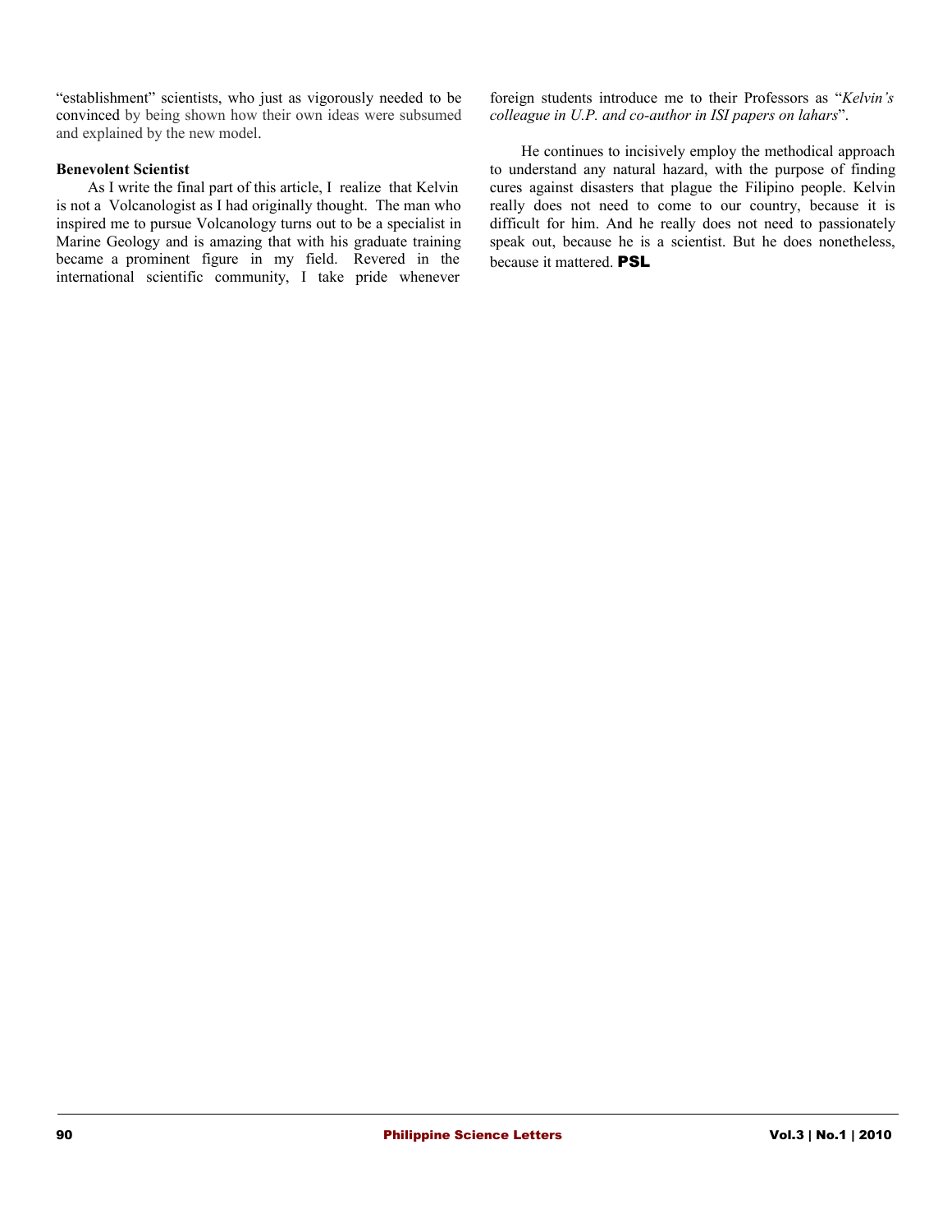"establishment" scientists, who just as vigorously needed to be convinced by being shown how their own ideas were subsumed and explained by the new model.

**Benevolent Scientist**

As I write the final part of this article, I realize that Kelvin is not a Volcanologist as I had originally thought. The man who inspired me to pursue Volcanology turns out to be a specialist in Marine Geology and is amazing that with his graduate training became a prominent figure in my field. Revered in the international scientific community, I take pride whenever foreign students introduce me to their Professors as "*Kelvin's colleague in U.P. and co-author in ISI papers on lahars*".

He continues to incisively employ the methodical approach to understand any natural hazard, with the purpose of finding cures against disasters that plague the Filipino people. Kelvin really does not need to come to our country, because it is difficult for him. And he really does not need to passionately speak out, because he is a scientist. But he does nonetheless, because it mattered. **PSL**